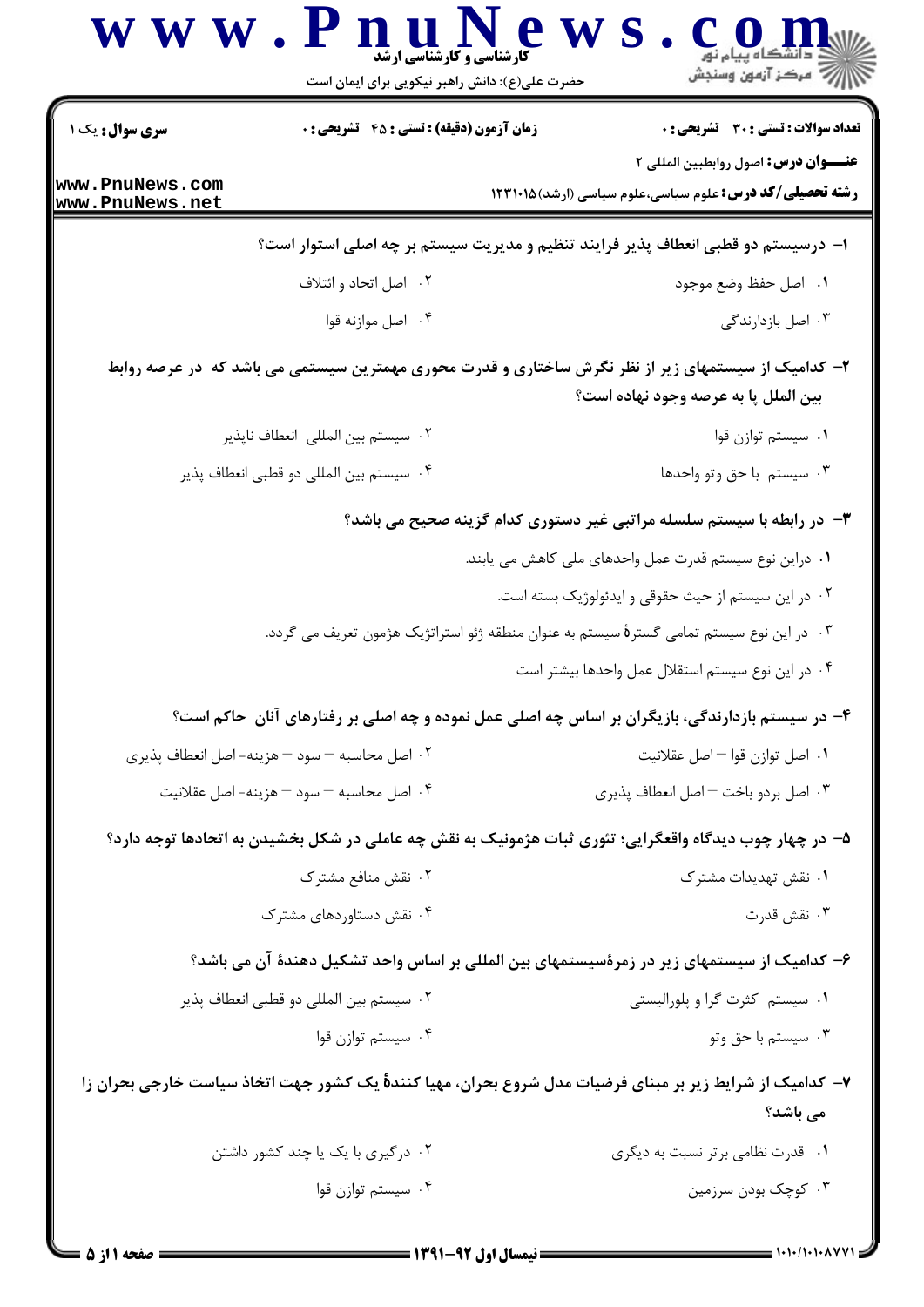**سری سوال:** یک ۱

**زمان آزمون (دقیقه) : تستی : ۴۵ تشریحی : ۰**

**تعداد سوالات : تستی : ۳۰ تشریحی : ۰**

**عنـــوان درس:** اصول روابطبین المللی ۲

**رشته تحصیلی/کد درس:** علوم سیاسی،علوم سیاسی (ارشد) ۱۲۳۱۰۱۵

**۱- درسیستم دو قطبی انعطاف پذیر فرایند تنظیم و مدیریت سیستم بر چه اصلی استوار است؟**

۱. اصل حفظ وضع موجود

۲. اصل اتحاد و ائتلاف

۳. اصل بازدارندگی

۴. اصل موازنه قوا

**۲- کدامیک از سیستمهای زیر از نظر نگرش ساختاری و قدرت محوری مهمترین سیستمی می باشد که در عرصه روابط بین الملل پا به عرصه وجود نهاده است؟**

۱. سیستم توازن قوا

۲. سیستم بین المللی انعطاف ناپذیر

۳. سیستم با حق وتو واحدها

۴. سیستم بین المللی دو قطبی انعطاف پذیر

**۳- در رابطه با سیستم سلسله مراتبی غیر دستوری کدام گزینه صحیح می باشد؟**

۱. دراین نوع سیستم قدرت عمل واحدهای ملی کاهش می یابند.

۲. در این سیستم از حیث حقوقی و ایدئولوژیک بسته است.

۳. در این نوع سیستم تمامی گسترهٔ سیستم به عنوان منطقه ژئو استراتژیک هژمون تعریف می گردد.

۴. در این نوع سیستم استقلال عمل واحدها بیشتر است

**۴- در سیستم بازدارندگی، بازیگران بر اساس چه اصلی عمل نموده و چه اصلی بر رفتارهای آنان حاکم است؟**

۱. اصل توازن قوا – اصل عقلانیت

۲. اصل محاسبه – سود – هزینه- اصل انعطاف پذیری

۳. اصل بردو باخت – اصل انعطاف پذیری

۴. اصل محاسبه – سود – هزینه- اصل عقلانیت

**۵- در چهار چوب دیدگاه واقعگرایی؛ تئوری ثبات هژمونیک به نقش چه عاملی در شکل بخشیدن به اتحادها توجه دارد؟**

۱. نقش تهدیدات مشترک

۲. نقش منافع مشترک

۳. نقش قدرت

۴. نقش دستاوردهای مشترک

**۶- کدامیک از سیستمهای زیر در زمرهٔ سیستمهای بین المللی بر اساس واحد تشکیل دهندهٔ آن می باشد؟**

۱. سیستم کثرت گرا و پلورالیستی

۲. سیستم بین المللی دو قطبی انعطاف پذیر

۳. سیستم با حق وتو

۴. سیستم توازن قوا

**۷- کدامیک از شرایط زیر بر مبنای فرضیات مدل شروع بحران، مهیا کنندهٔ یک کشور جهت اتخاذ سیاست خارجی بحران زا می باشد؟**

۱. قدرت نظامی برتر نسبت به دیگری

۲. درگیری با یک یا چند کشور داشتن

۳. کوچک بودن سرزمین

۴. سیستم توازن قوا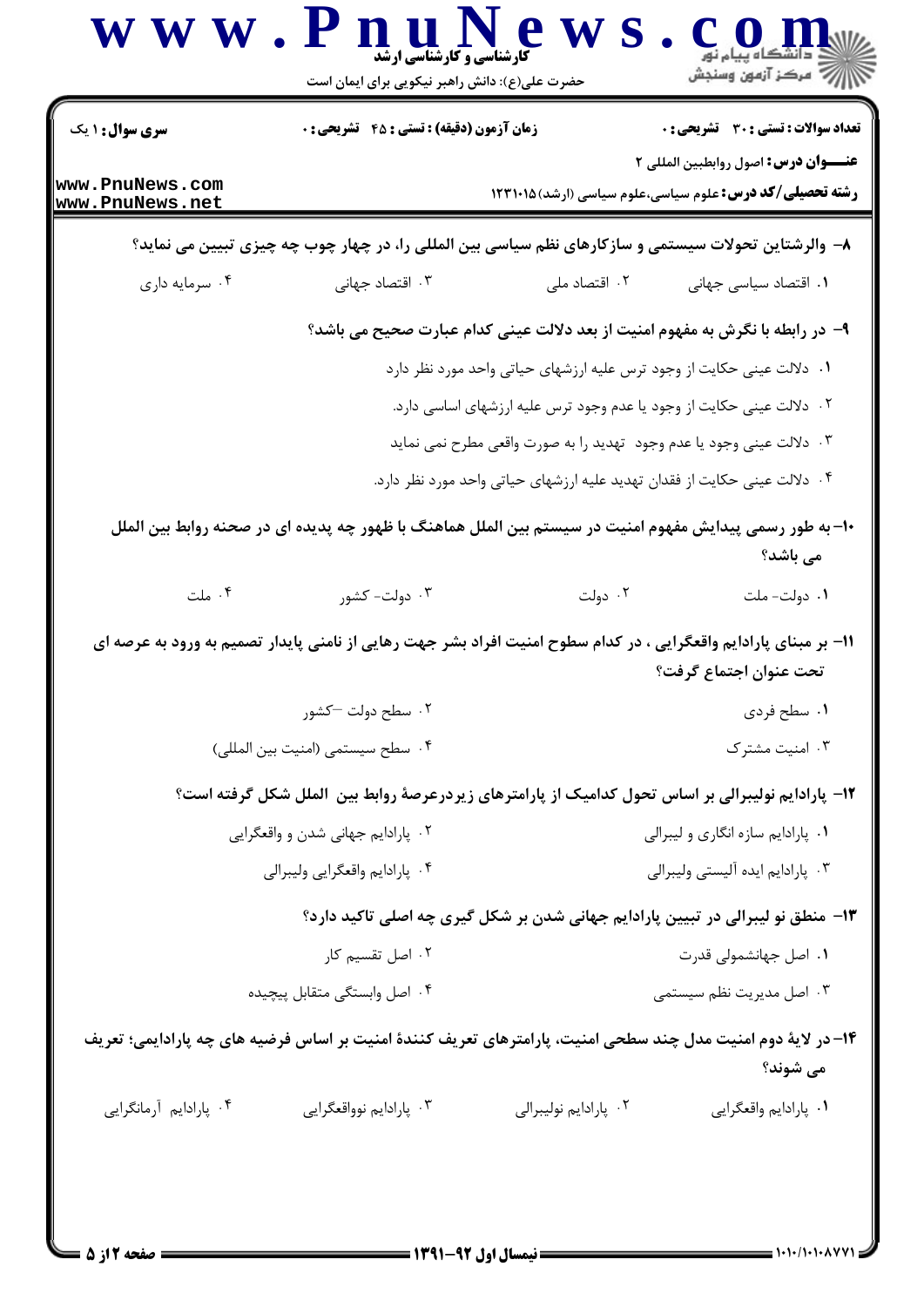**سری سوال:** ۱ یک

**زمان آزمون (دقیقه) : تستی : ۴۵ تشریحی : ۰**

**تعداد سوالات : تستی : ۳۰ تشریحی : ۰**

**عنـــوان درس:** اصول روابطبین المللی ۲

**رشته تحصیلی/کد درس:** علوم سیاسی،علوم سیاسی (ارشد)۱۲۳۱۰۱۵

**۸- والرشتاین تحولات سیستمی و سازکارهای نظم سیاسی بین المللی را، در چهار چوب چه چیزی تبیین می نماید؟**

۱. اقتصاد سیاسی جهانی
۲. اقتصاد ملی
۳. اقتصاد جهانی
۴. سرمایه داری

**۹- در رابطه با نگرش به مفهوم امنیت از بعد دلالت عینی کدام عبارت صحیح می باشد؟**

۱. دلالت عینی حکایت از وجود ترس علیه ارزشهای حیاتی واحد مورد نظر دارد
۲. دلالت عینی حکایت از وجود یا عدم وجود ترس علیه ارزشهای اساسی دارد.
۳. دلالت عینی وجود یا عدم وجود تهدید را به صورت واقعی مطرح نمی نماید
۴. دلالت عینی حکایت از فقدان تهدید علیه ارزشهای حیاتی واحد مورد نظر دارد.

**۱۰- به طور رسمی پیدایش مفهوم امنیت در سیستم بین الملل هماهنگ با ظهور چه پدیده ای در صحنه روابط بین الملل می باشد؟**

۱. دولت- ملت
۲. دولت
۳. دولت- کشور
۴. ملت

**۱۱- بر مبنای پارادایم واقعگرایی ، در کدام سطوح امنیت افراد بشر جهت رهایی از نامنی پایدار تصمیم به ورود به عرصه ای تحت عنوان اجتماع گرفت؟**

۱. سطح فردی
۲. سطح دولت –کشور
۳. امنیت مشترک
۴. سطح سیستمی (امنیت بین المللی)

**۱۲- پارادایم نولیبرالی بر اساس تحول کدامیک از پارامترهای زیردرعرصهٔ روابط بین الملل شکل گرفته است؟**

۱. پارادایم سازه انگاری و لیبرالی
۲. پارادایم جهانی شدن و واقعگرایی
۳. پارادایم ایده آلیستی ولیبرالی
۴. پارادایم واقعگرایی ولیبرالی

**۱۳- منطق نو لیبرالی در تبیین پارادایم جهانی شدن بر شکل گیری چه اصلی تاکید دارد؟**

۱. اصل جهانشمولی قدرت
۲. اصل تقسیم کار
۳. اصل مدیریت نظم سیستمی
۴. اصل وابستگی متقابل پیچیده

**۱۴- در لایهٔ دوم امنیت مدل چند سطحی امنیت، پارامترهای تعریف کنندهٔ امنیت بر اساس فرضیه های چه پارادایمی؛ تعریف می شوند؟**

۱. پارادایم واقعگرایی
۲. پارادایم نولیبرالی
۳. پارادایم نوواقعگرایی
۴. پارادایم آرمانگرایی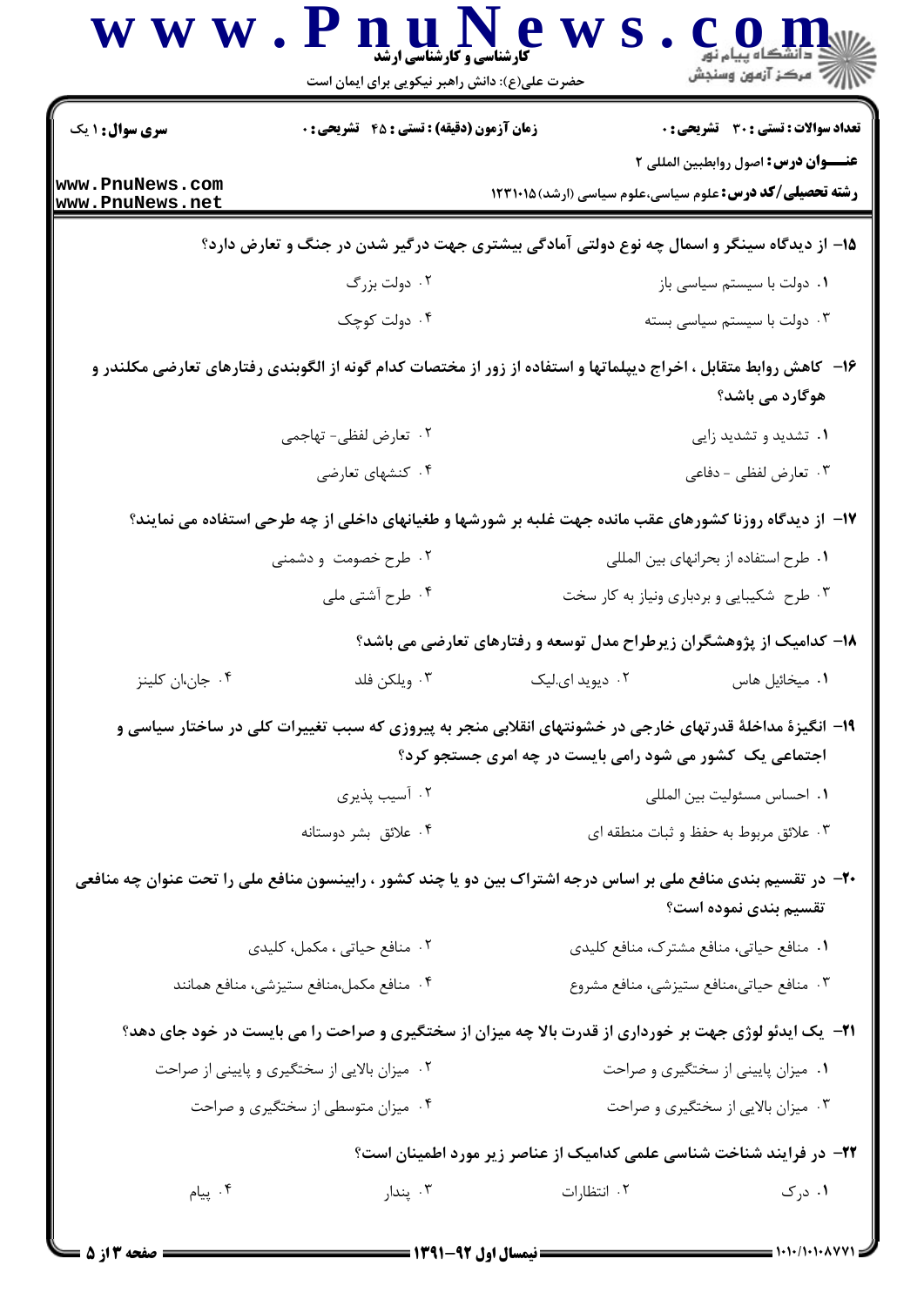**سری سوال:** ۱ یک | **زمان آزمون (دقیقه) : تستی : ۴۵ تشریحی : ۰** | **تعداد سوالات : تستی : ۳۰ تشریحی : ۰**

**عنـــوان درس:** اصول روابطبین المللی ۲

**رشته تحصیلی/کد درس:** علوم سیاسی،علوم سیاسی (ارشد)۱۲۳۱۰۱۵

**۱۵- از دیدگاه سینگر و اسمال چه نوع دولتی آمادگی بیشتری جهت درگیر شدن در جنگ و تعارض دارد؟**

۱. دولت با سیستم سیاسی باز
۲. دولت بزرگ
۳. دولت با سیستم سیاسی بسته
۴. دولت کوچک

**۱۶- کاهش روابط متقابل ، اخراج دیپلماتها و استفاده از زور از مختصات کدام گونه از الگوبندی رفتارهای تعارضی مکلندر و هوگارد می باشد؟**

۱. تشدید و تشدید زایی
۲. تعارض لفظی- تهاجمی
۳. تعارض لفظی - دفاعی
۴. کنشهای تعارضی

**۱۷- از دیدگاه روزنا کشورهای عقب مانده جهت غلبه بر شورشها و طغیانهای داخلی از چه طرحی استفاده می نمایند؟**

۱. طرح استفاده از بحرانهای بین المللی
۲. طرح خصومت و دشمنی
۳. طرح شکیبایی و بردباری ونیاز به کار سخت
۴. طرح آشتی ملی

**۱۸- کدامیک از پژوهشگران زیرطراح مدل توسعه و رفتارهای تعارضی می باشد؟**

۱. میخائیل هاس
۲. دیوید ای.لیک
۳. ویلکن فلد
۴. جان.ان کلینز

**۱۹- انگیزهٔ مداخلهٔ قدرتهای خارجی در خشونتهای انقلابی منجر به پیروزی که سبب تغییرات کلی در ساختار سیاسی و اجتماعی یک کشور می شود رامی بایست در چه امری جستجو کرد؟**

۱. احساس مسئولیت بین المللی
۲. آسیب پذیری
۳. علائق مربوط به حفظ و ثبات منطقه ای
۴. علائق بشر دوستانه

**۲۰- در تقسیم بندی منافع ملی بر اساس درجه اشتراک بین دو یا چند کشور ، رابینسون منافع ملی را تحت عنوان چه منافعی تقسیم بندی نموده است؟**

۱. منافع حیاتی، منافع مشترک، منافع کلیدی
۲. منافع حیاتی ، مکمل، کلیدی
۳. منافع حیاتی،منافع ستیزشی، منافع مشروع
۴. منافع مکمل،منافع ستیزشی، منافع همانند

**۲۱- یک ایدئو لوژی جهت بر خورداری از قدرت بالا چه میزان از سختگیری و صراحت را می بایست در خود جای دهد؟**

۱. میزان پایینی از سختگیری و صراحت
۲. میزان بالایی از سختگیری و پایینی از صراحت
۳. میزان بالایی از سختگیری و صراحت
۴. میزان متوسطی از سختگیری و صراحت

**۲۲- در فرایند شناخت شناسی علمی کدامیک از عناصر زیر مورد اطمینان است؟**

۱. درک
۲. انتظارات
۳. پندار
۴. پیام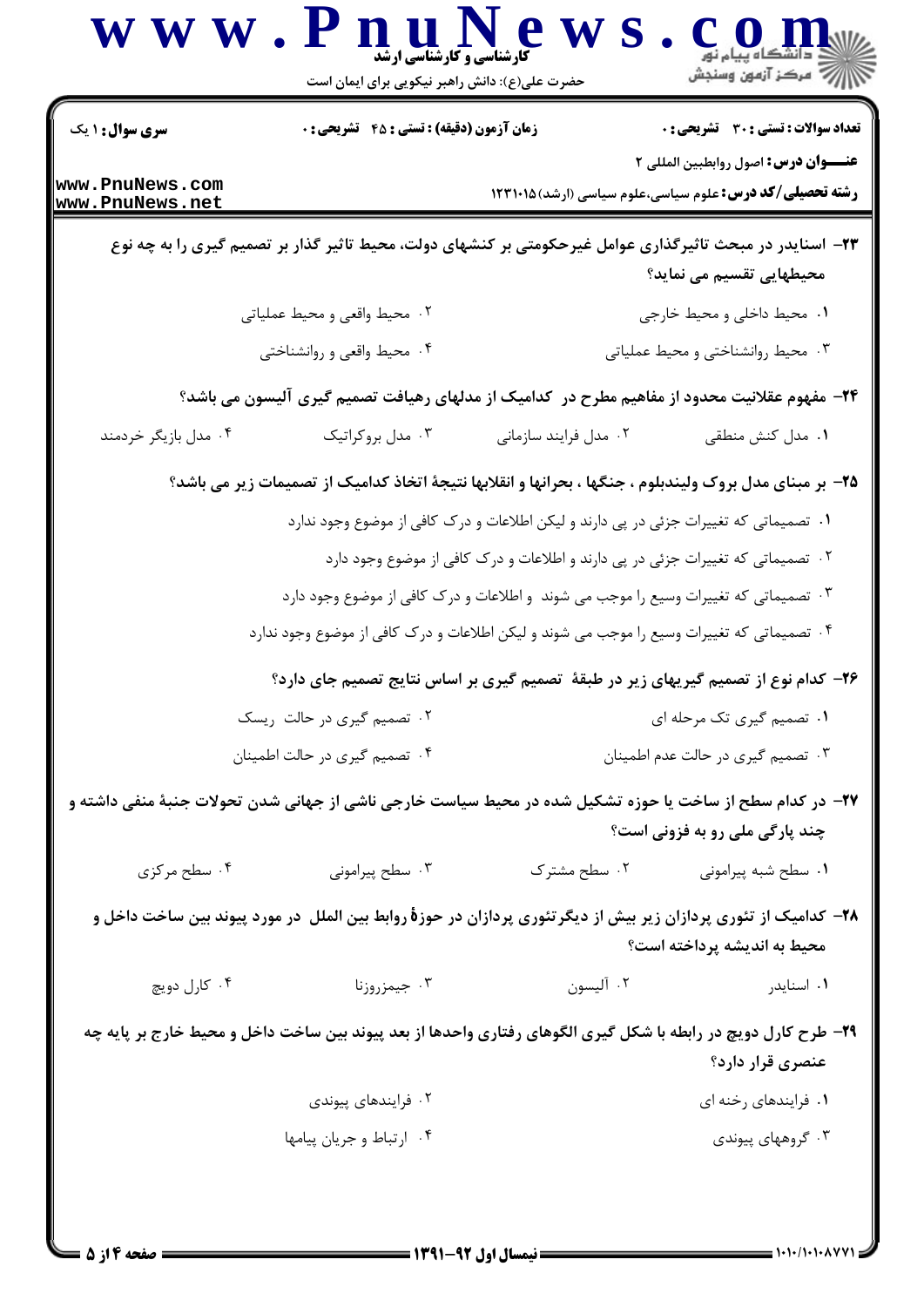**۲۳-** اسنایدر در مبحث تاثیرگذاری عوامل غیرحکومتی بر کنشهای دولت، محیط تاثیر گذار بر تصمیم گیری را به چه نوع محیطهایی تقسیم می نماید؟

۱. محیط داخلی و محیط خارجی

۲. محیط واقعی و محیط عملیاتی

۳. محیط روانشناختی و محیط عملیاتی

۴. محیط واقعی و روانشناختی

**۲۴-** مفهوم عقلانیت محدود از مفاهیم مطرح در کدامیک از مدلهای رهیافت تصمیم گیری آلیسون می باشد؟

۱. مدل کنش منطقی

۲. مدل فرایند سازمانی

۳. مدل بروکراتیک

۴. مدل بازیگر خردمند

**۲۵-** بر مبنای مدل بروک ولیندبلوم ، جنگها ، بحرانها و انقلابها نتیجهٔ اتخاذ کدامیک از تصمیمات زیر می باشد؟

۱. تصمیماتی که تغییرات جزئی در پی دارند و لیکن اطلاعات و درک کافی از موضوع وجود ندارد

۲. تصمیماتی که تغییرات جزئی در پی دارند و اطلاعات و درک کافی از موضوع وجود دارد

۳. تصمیماتی که تغییرات وسیع را موجب می شوند و اطلاعات و درک کافی از موضوع وجود دارد

۴. تصمیماتی که تغییرات وسیع را موجب می شوند و لیکن اطلاعات و درک کافی از موضوع وجود ندارد

**۲۶-** کدام نوع از تصمیم گیریهای زیر در طبقهٔ تصمیم گیری بر اساس نتایج تصمیم جای دارد؟

۱. تصمیم گیری تک مرحله ای

۲. تصمیم گیری در حالت ریسک

۳. تصمیم گیری در حالت عدم اطمینان

۴. تصمیم گیری در حالت اطمینان

**۲۷-** در کدام سطح از ساخت یا حوزه تشکیل شده در محیط سیاست خارجی ناشی از جهانی شدن تحولات جنبهٔ منفی داشته و چند پارگی ملی رو به فزونی است؟

۱. سطح شبه پیرامونی

۲. سطح مشترک

۳. سطح پیرامونی

۴. سطح مرکزی

**۲۸-** کدامیک از تئوری پردازان زیر بیش از دیگرتئوری پردازان در حوزهٔ روابط بین الملل در مورد پیوند بین ساخت داخل و محیط به اندیشه پرداخته است؟

۱. اسنایدر

۲. آلیسون

۳. جیمزروزنا

۴. کارل دویچ

**۲۹-** طرح کارل دویچ در رابطه با شکل گیری الگوهای رفتاری واحدها از بعد پیوند بین ساخت داخل و محیط خارج بر پایه چه عنصری قرار دارد؟

۱. فرایندهای رخنه ای

۲. فرایندهای پیوندی

۳. گروههای پیوندی

۴. ارتباط و جریان پیامها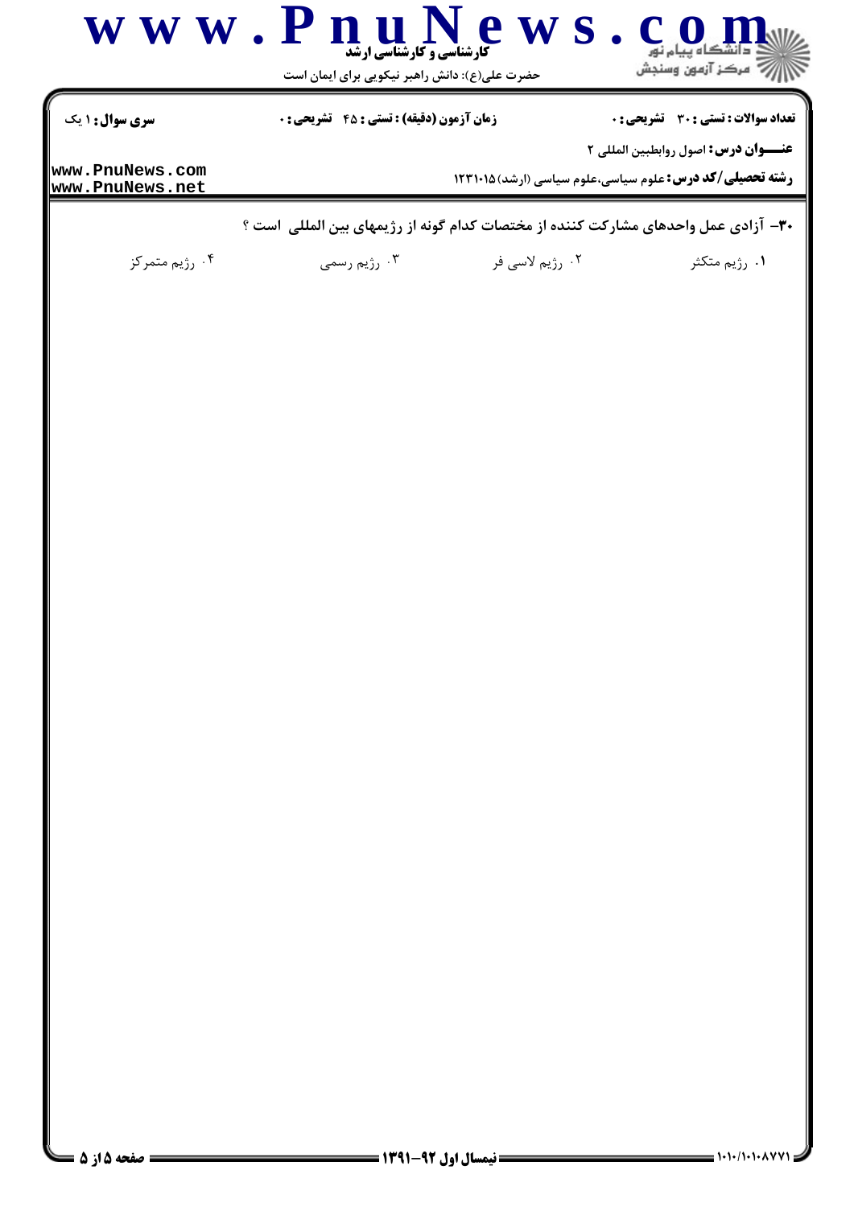۳۰- آزادی عمل واحدهای مشارکت کننده از مختصات کدام گونه از رژیمهای بین المللی است ؟

۱. رژیم متکثر

۲. رژیم لاسی فر

۳. رژیم رسمی

۴. رژیم متمرکز